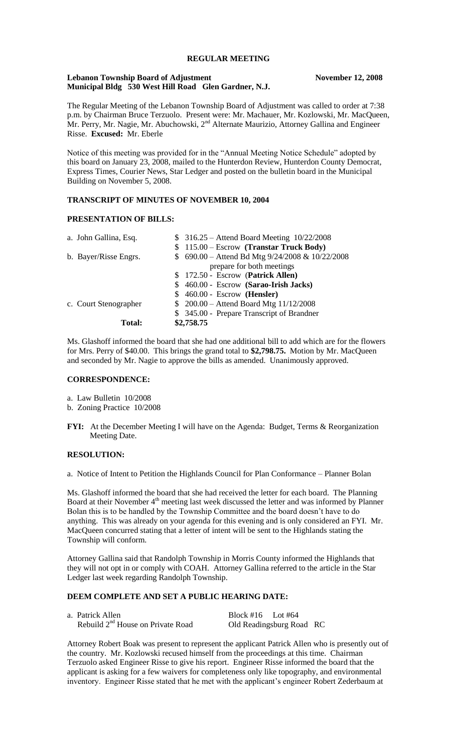# REGULAR MEETING

**Lebanon Township Board of Adjustment** **November 12, 2008**
**Municipal Bldg 530 West Hill Road Glen Gardner, N.J.**

The Regular Meeting of the Lebanon Township Board of Adjustment was called to order at 7:38 p.m. by Chairman Bruce Terzuolo. Present were: Mr. Machauer, Mr. Kozlowski, Mr. MacQueen, Mr. Perry, Mr. Nagie, Mr. Abuchowski, 2nd Alternate Maurizio, Attorney Gallina and Engineer Risse. **Excused:** Mr. Eberle

Notice of this meeting was provided for in the "Annual Meeting Notice Schedule" adopted by this board on January 23, 2008, mailed to the Hunterdon Review, Hunterdon County Democrat, Express Times, Courier News, Star Ledger and posted on the bulletin board in the Municipal Building on November 5, 2008.

## TRANSCRIPT OF MINUTES OF NOVEMBER 10, 2004

## PRESENTATION OF BILLS:

| | |
|---|---|
| a. John Gallina, Esq. | \$ 316.25 – Attend Board Meeting 10/22/2008 |
| | \$ 115.00 – Escrow **(Transtar Truck Body)** |
| b. Bayer/Risse Engrs. | \$ 690.00 – Attend Bd Mtg 9/24/2008 & 10/22/2008 prepare for both meetings |
| | \$ 172.50 - Escrow **(Patrick Allen)** |
| | \$ 460.00 - Escrow **(Sarao-Irish Jacks)** |
| | \$ 460.00 - Escrow **(Hensler)** |
| c. Court Stenographer | \$ 200.00 – Attend Board Mtg 11/12/2008 |
| | \$ 345.00 - Prepare Transcript of Brandner |
| **Total:** | **\$2,758.75** |

Ms. Glashoff informed the board that she had one additional bill to add which are for the flowers for Mrs. Perry of $40.00. This brings the grand total to **$2,798.75.** Motion by Mr. MacQueen and seconded by Mr. Nagie to approve the bills as amended. Unanimously approved.

## CORRESPONDENCE:

a. Law Bulletin 10/2008
b. Zoning Practice 10/2008

**FYI:** At the December Meeting I will have on the Agenda: Budget, Terms & Reorganization Meeting Date.

## RESOLUTION:

a. Notice of Intent to Petition the Highlands Council for Plan Conformance – Planner Bolan

Ms. Glashoff informed the board that she had received the letter for each board. The Planning Board at their November 4th meeting last week discussed the letter and was informed by Planner Bolan this is to be handled by the Township Committee and the board doesn't have to do anything. This was already on your agenda for this evening and is only considered an FYI. Mr. MacQueen concurred stating that a letter of intent will be sent to the Highlands stating the Township will conform.

Attorney Gallina said that Randolph Township in Morris County informed the Highlands that they will not opt in or comply with COAH. Attorney Gallina referred to the article in the Star Ledger last week regarding Randolph Township.

## DEEM COMPLETE AND SET A PUBLIC HEARING DATE:

| | |
|---|---|
| a. Patrick Allen | Block #16 Lot #64 |
| Rebuild 2nd House on Private Road | Old Readingsburg Road RC |

Attorney Robert Boak was present to represent the applicant Patrick Allen who is presently out of the country. Mr. Kozlowski recused himself from the proceedings at this time. Chairman Terzuolo asked Engineer Risse to give his report. Engineer Risse informed the board that the applicant is asking for a few waivers for completeness only like topography, and environmental inventory. Engineer Risse stated that he met with the applicant's engineer Robert Zederbaum at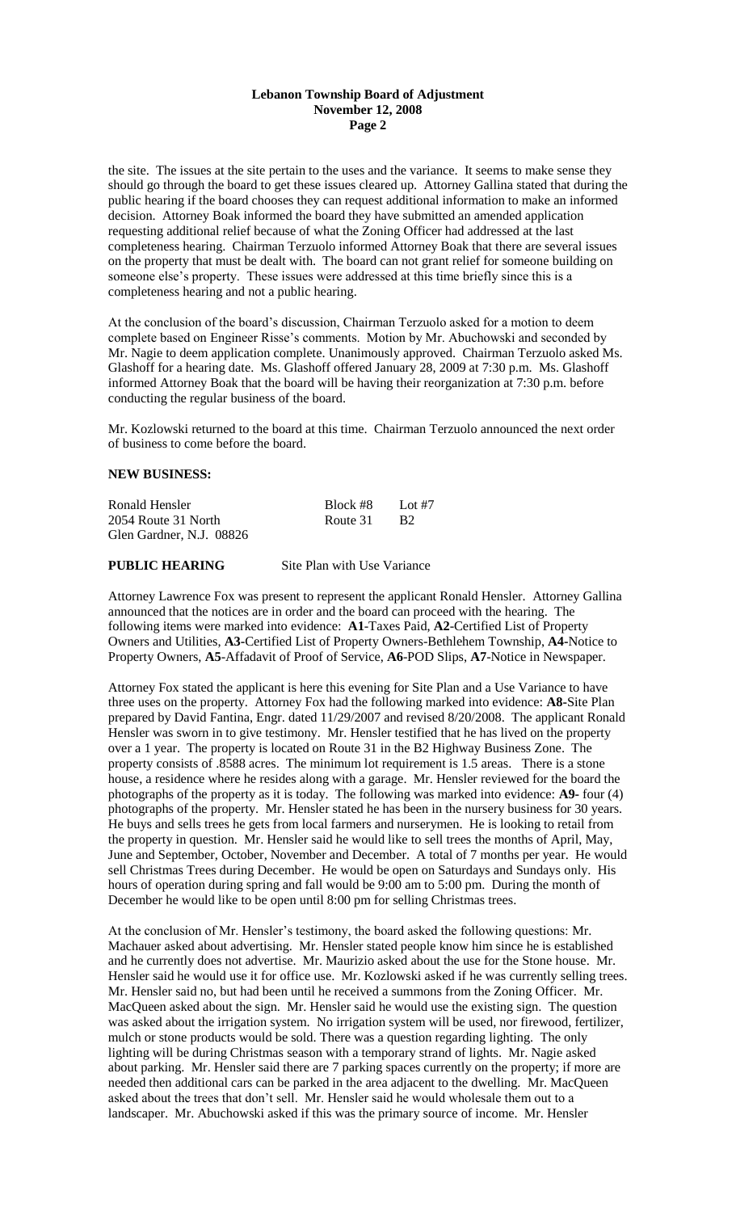the site. The issues at the site pertain to the uses and the variance. It seems to make sense they should go through the board to get these issues cleared up. Attorney Gallina stated that during the public hearing if the board chooses they can request additional information to make an informed decision. Attorney Boak informed the board they have submitted an amended application requesting additional relief because of what the Zoning Officer had addressed at the last completeness hearing. Chairman Terzuolo informed Attorney Boak that there are several issues on the property that must be dealt with. The board can not grant relief for someone building on someone else's property. These issues were addressed at this time briefly since this is a completeness hearing and not a public hearing.

At the conclusion of the board's discussion, Chairman Terzuolo asked for a motion to deem complete based on Engineer Risse's comments. Motion by Mr. Abuchowski and seconded by Mr. Nagie to deem application complete. Unanimously approved. Chairman Terzuolo asked Ms. Glashoff for a hearing date. Ms. Glashoff offered January 28, 2009 at 7:30 p.m. Ms. Glashoff informed Attorney Boak that the board will be having their reorganization at 7:30 p.m. before conducting the regular business of the board.

Mr. Kozlowski returned to the board at this time. Chairman Terzuolo announced the next order of business to come before the board.

**NEW BUSINESS:**

| | | |
|---|---|---|
| Ronald Hensler | Block #8 | Lot #7 |
| 2054 Route 31 North | Route 31 | B2 |
| Glen Gardner, N.J. 08826 | | |

**PUBLIC HEARING** Site Plan with Use Variance

Attorney Lawrence Fox was present to represent the applicant Ronald Hensler. Attorney Gallina announced that the notices are in order and the board can proceed with the hearing. The following items were marked into evidence: **A1**-Taxes Paid, **A2**-Certified List of Property Owners and Utilities, **A3**-Certified List of Property Owners-Bethlehem Township, **A4**-Notice to Property Owners, **A5**-Affadavit of Proof of Service, **A6**-POD Slips, **A7**-Notice in Newspaper.

Attorney Fox stated the applicant is here this evening for Site Plan and a Use Variance to have three uses on the property. Attorney Fox had the following marked into evidence: **A8**-Site Plan prepared by David Fantina, Engr. dated 11/29/2007 and revised 8/20/2008. The applicant Ronald Hensler was sworn in to give testimony. Mr. Hensler testified that he has lived on the property over a 1 year. The property is located on Route 31 in the B2 Highway Business Zone. The property consists of .8588 acres. The minimum lot requirement is 1.5 areas. There is a stone house, a residence where he resides along with a garage. Mr. Hensler reviewed for the board the photographs of the property as it is today. The following was marked into evidence: **A9**- four (4) photographs of the property. Mr. Hensler stated he has been in the nursery business for 30 years. He buys and sells trees he gets from local farmers and nurserymen. He is looking to retail from the property in question. Mr. Hensler said he would like to sell trees the months of April, May, June and September, October, November and December. A total of 7 months per year. He would sell Christmas Trees during December. He would be open on Saturdays and Sundays only. His hours of operation during spring and fall would be 9:00 am to 5:00 pm. During the month of December he would like to be open until 8:00 pm for selling Christmas trees.

At the conclusion of Mr. Hensler's testimony, the board asked the following questions: Mr. Machauer asked about advertising. Mr. Hensler stated people know him since he is established and he currently does not advertise. Mr. Maurizio asked about the use for the Stone house. Mr. Hensler said he would use it for office use. Mr. Kozlowski asked if he was currently selling trees. Mr. Hensler said no, but had been until he received a summons from the Zoning Officer. Mr. MacQueen asked about the sign. Mr. Hensler said he would use the existing sign. The question was asked about the irrigation system. No irrigation system will be used, nor firewood, fertilizer, mulch or stone products would be sold. There was a question regarding lighting. The only lighting will be during Christmas season with a temporary strand of lights. Mr. Nagie asked about parking. Mr. Hensler said there are 7 parking spaces currently on the property; if more are needed then additional cars can be parked in the area adjacent to the dwelling. Mr. MacQueen asked about the trees that don't sell. Mr. Hensler said he would wholesale them out to a landscaper. Mr. Abuchowski asked if this was the primary source of income. Mr. Hensler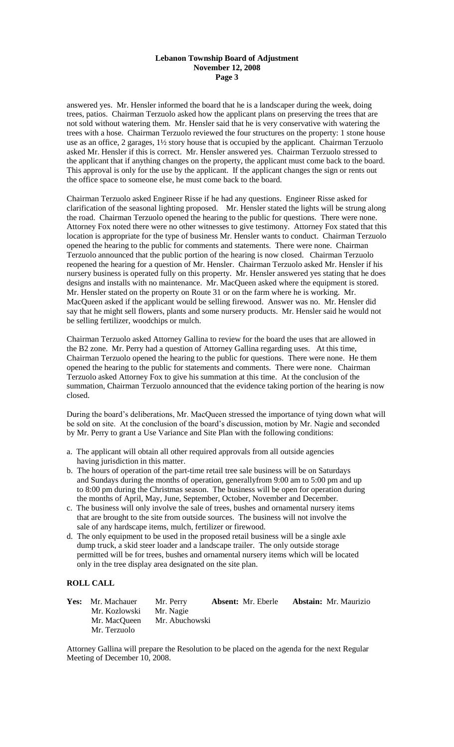answered yes. Mr. Hensler informed the board that he is a landscaper during the week, doing trees, patios. Chairman Terzuolo asked how the applicant plans on preserving the trees that are not sold without watering them. Mr. Hensler said that he is very conservative with watering the trees with a hose. Chairman Terzuolo reviewed the four structures on the property: 1 stone house use as an office, 2 garages, 1½ story house that is occupied by the applicant. Chairman Terzuolo asked Mr. Hensler if this is correct. Mr. Hensler answered yes. Chairman Terzuolo stressed to the applicant that if anything changes on the property, the applicant must come back to the board. This approval is only for the use by the applicant. If the applicant changes the sign or rents out the office space to someone else, he must come back to the board.

Chairman Terzuolo asked Engineer Risse if he had any questions. Engineer Risse asked for clarification of the seasonal lighting proposed. Mr. Hensler stated the lights will be strung along the road. Chairman Terzuolo opened the hearing to the public for questions. There were none. Attorney Fox noted there were no other witnesses to give testimony. Attorney Fox stated that this location is appropriate for the type of business Mr. Hensler wants to conduct. Chairman Terzuolo opened the hearing to the public for comments and statements. There were none. Chairman Terzuolo announced that the public portion of the hearing is now closed. Chairman Terzuolo reopened the hearing for a question of Mr. Hensler. Chairman Terzuolo asked Mr. Hensler if his nursery business is operated fully on this property. Mr. Hensler answered yes stating that he does designs and installs with no maintenance. Mr. MacQueen asked where the equipment is stored. Mr. Hensler stated on the property on Route 31 or on the farm where he is working. Mr. MacQueen asked if the applicant would be selling firewood. Answer was no. Mr. Hensler did say that he might sell flowers, plants and some nursery products. Mr. Hensler said he would not be selling fertilizer, woodchips or mulch.

Chairman Terzuolo asked Attorney Gallina to review for the board the uses that are allowed in the B2 zone. Mr. Perry had a question of Attorney Gallina regarding uses. At this time, Chairman Terzuolo opened the hearing to the public for questions. There were none. He them opened the hearing to the public for statements and comments. There were none. Chairman Terzuolo asked Attorney Fox to give his summation at this time. At the conclusion of the summation, Chairman Terzuolo announced that the evidence taking portion of the hearing is now closed.

During the board's deliberations, Mr. MacQueen stressed the importance of tying down what will be sold on site. At the conclusion of the board's discussion, motion by Mr. Nagie and seconded by Mr. Perry to grant a Use Variance and Site Plan with the following conditions:

a. The applicant will obtain all other required approvals from all outside agencies having jurisdiction in this matter.
b. The hours of operation of the part-time retail tree sale business will be on Saturdays and Sundays during the months of operation, generallyfrom 9:00 am to 5:00 pm and up to 8:00 pm during the Christmas season. The business will be open for operation during the months of April, May, June, September, October, November and December.
c. The business will only involve the sale of trees, bushes and ornamental nursery items that are brought to the site from outside sources. The business will not involve the sale of any hardscape items, mulch, fertilizer or firewood.
d. The only equipment to be used in the proposed retail business will be a single axle dump truck, a skid steer loader and a landscape trailer. The only outside storage permitted will be for trees, bushes and ornamental nursery items which will be located only in the tree display area designated on the site plan.

## ROLL CALL

| **Yes:** | | | **Absent:** | **Abstain:** |
|---|---|---|---|---|
| | Mr. Machauer | Mr. Perry | Mr. Eberle | Mr. Maurizio |
| | Mr. Kozlowski | Mr. Nagie | | |
| | Mr. MacQueen | Mr. Abuchowski | | |
| | Mr. Terzuolo | | | |

Attorney Gallina will prepare the Resolution to be placed on the agenda for the next Regular Meeting of December 10, 2008.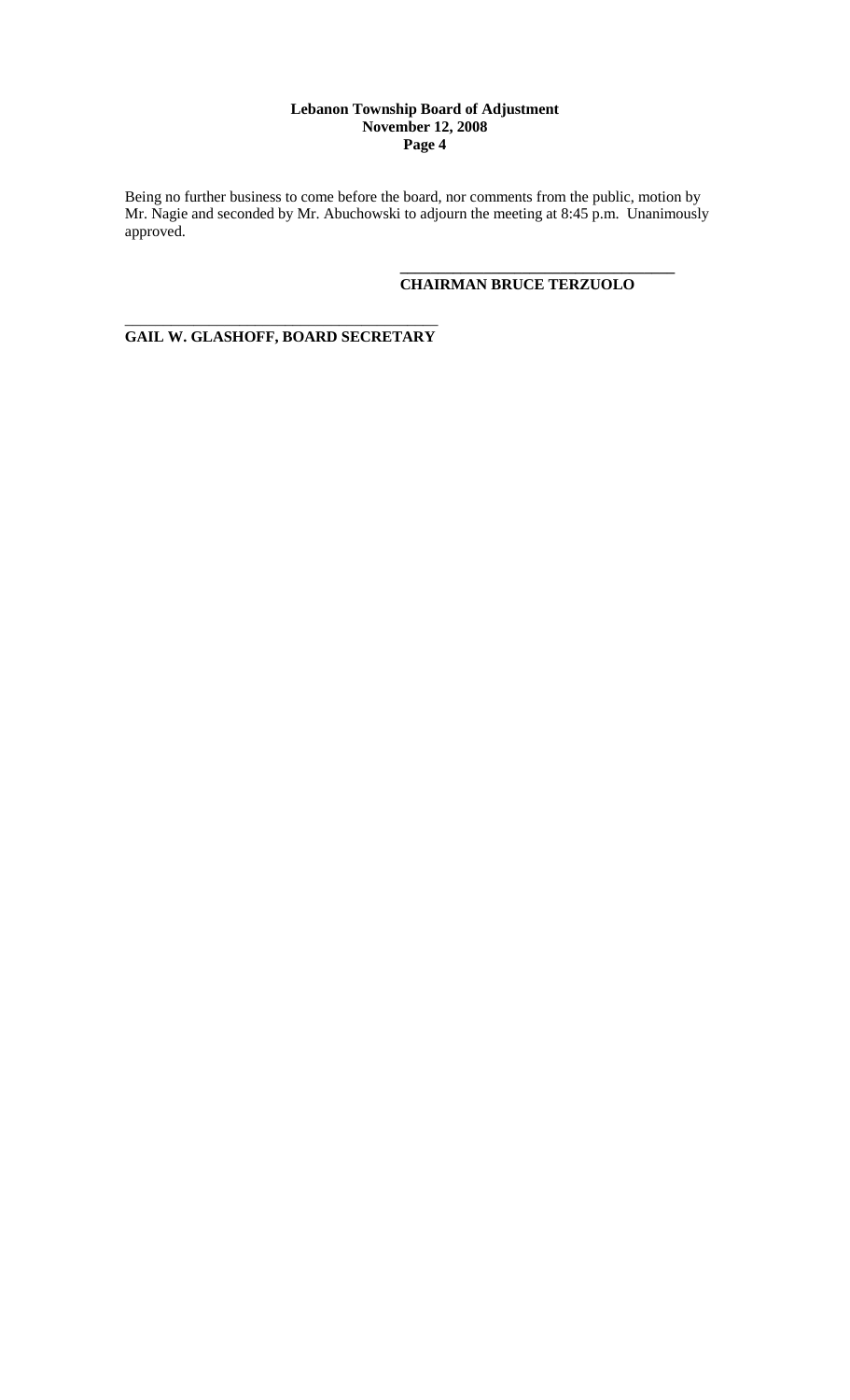Being no further business to come before the board, nor comments from the public, motion by Mr. Nagie and seconded by Mr. Abuchowski to adjourn the meeting at 8:45 p.m. Unanimously approved.

\_\_\_\_\_\_\_\_\_\_\_\_\_\_\_\_\_\_\_\_\_\_\_\_\_\_\_\_\_\_\_\_\_\_\_\_
**CHAIRMAN BRUCE TERZUOLO**

\_\_\_\_\_\_\_\_\_\_\_\_\_\_\_\_\_\_\_\_\_\_\_\_\_\_\_\_\_\_\_\_\_\_\_\_\_\_\_\_
**GAIL W. GLASHOFF, BOARD SECRETARY**